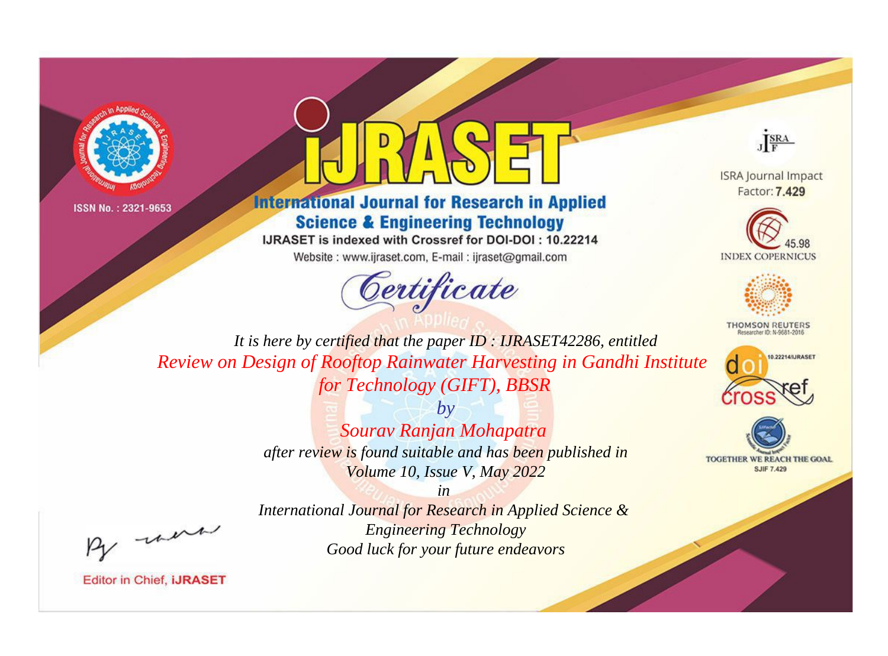ISSN No. : 2321-9653

# iJRASET

## International Journal for Research in Applied Science & Engineering Technology

IJRASET is indexed with Crossref for DOI-DOI : 10.22214

Website : www.ijraset.com, E-mail : ijraset@gmail.com

ISRA Journal Impact Factor: **7.429**

45.98 INDEX COPERNICUS

THOMSON REUTERS Researcher ID: N-9681-2016

10.22214/IJRASET

TOGETHER WE REACH THE GOAL SJIF 7.429

# *Certificate*

*It is here by certified that the paper ID : IJRASET42286, entitled*

*Review on Design of Rooftop Rainwater Harvesting in Gandhi Institute for Technology (GIFT), BBSR*

*by*

*Sourav Ranjan Mohapatra*

*after review is found suitable and has been published in*

*Volume 10, Issue V, May 2022*

*in*

*International Journal for Research in Applied Science & Engineering Technology*

*Good luck for your future endeavors*

Editor in Chief, **iJRASET**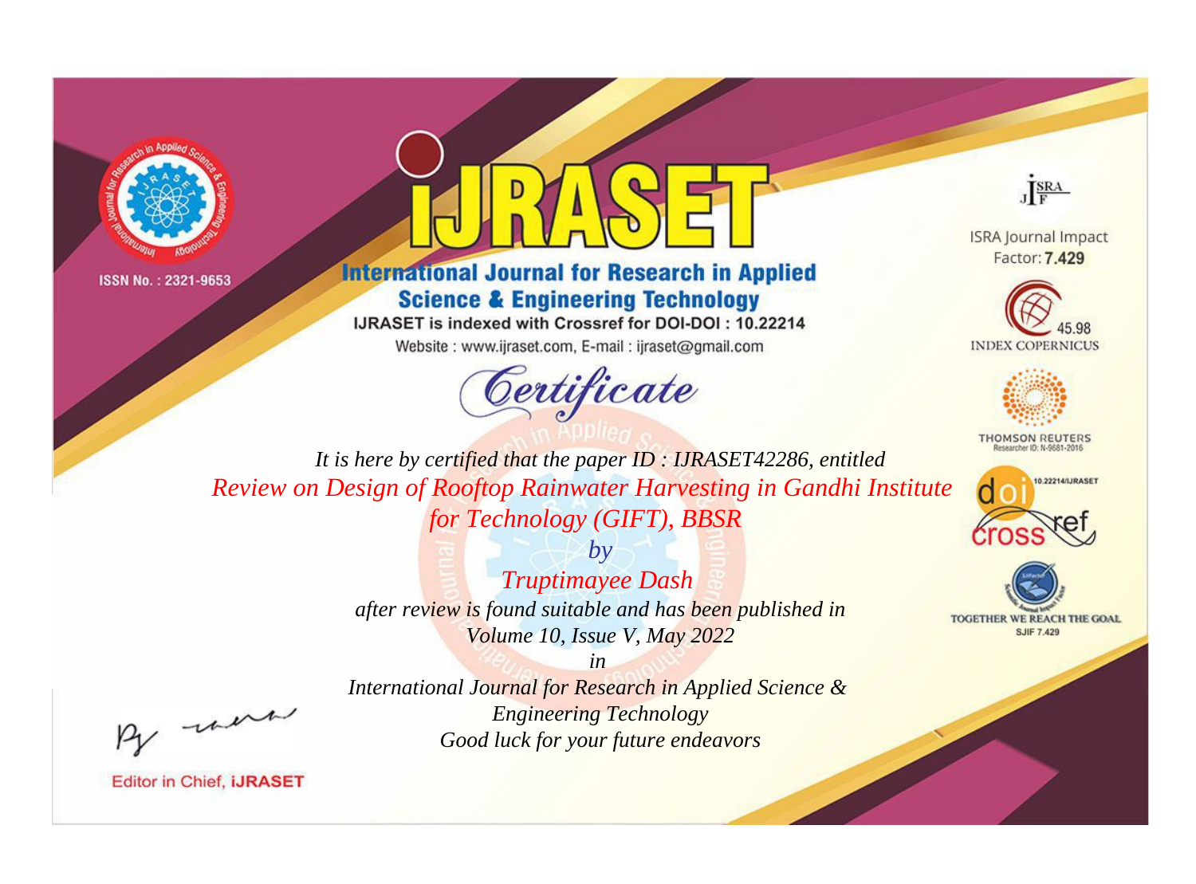ISSN No. : 2321-9653

# iJRASET

## International Journal for Research in Applied Science & Engineering Technology

IJRASET is indexed with Crossref for DOI-DOI : 10.22214

Website : www.ijraset.com, E-mail : ijraset@gmail.com

ISRA Journal Impact Factor: **7.429**

45.98 INDEX COPERNICUS

THOMSON REUTERS Researcher ID: N-9681-2016

10.22214/IJRASET

TOGETHER WE REACH THE GOAL SJIF 7.429

# *Certificate*

*It is here by certified that the paper ID : IJRASET42286, entitled*

*Review on Design of Rooftop Rainwater Harvesting in Gandhi Institute for Technology (GIFT), BBSR*

*by*

*Truptimayee Dash*

*after review is found suitable and has been published in*

*Volume 10, Issue V, May 2022*

*in*

*International Journal for Research in Applied Science & Engineering Technology*

*Good luck for your future endeavors*

Editor in Chief, **iJRASET**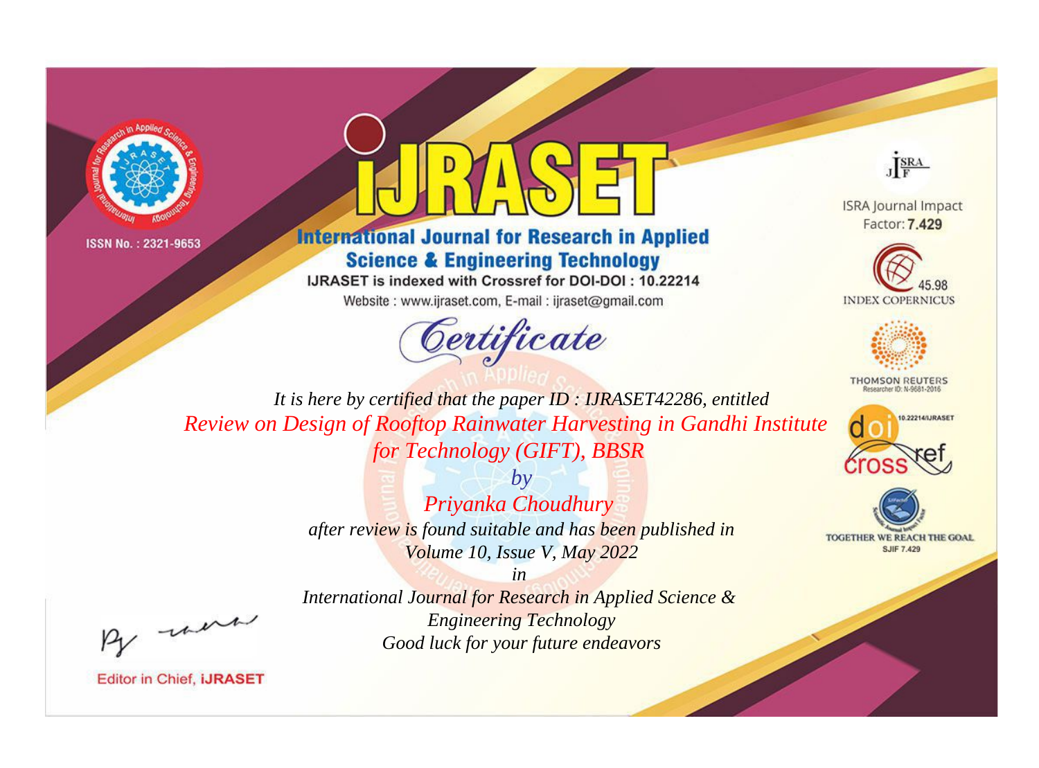ISSN No. : 2321-9653

# iJRASET

## International Journal for Research in Applied Science & Engineering Technology

IJRASET is indexed with Crossref for DOI-DOI : 10.22214

Website : www.ijraset.com, E-mail : ijraset@gmail.com

ISRA Journal Impact Factor: **7.429**

45.98 INDEX COPERNICUS

THOMSON REUTERS Researcher ID: N-9681-2016

10.22214/IJRASET

TOGETHER WE REACH THE GOAL SJIF 7.429

# *Certificate*

*It is here by certified that the paper ID : IJRASET42286, entitled*

*Review on Design of Rooftop Rainwater Harvesting in Gandhi Institute for Technology (GIFT), BBSR*

*by*

*Priyanka Choudhury*

*after review is found suitable and has been published in*

*Volume 10, Issue V, May 2022*

*in*

*International Journal for Research in Applied Science & Engineering Technology*

*Good luck for your future endeavors*

Editor in Chief, iJRASET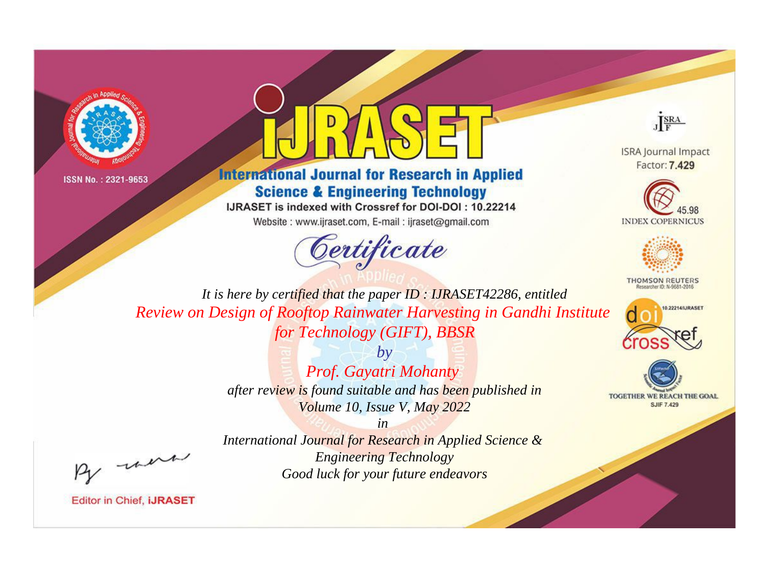ISSN No. : 2321-9653

# iJRASET

## International Journal for Research in Applied Science & Engineering Technology

IJRASET is indexed with Crossref for DOI-DOI : 10.22214

Website : www.ijraset.com, E-mail : ijraset@gmail.com

ISRA Journal Impact Factor: **7.429**

45.98 INDEX COPERNICUS

THOMSON REUTERS Researcher ID: N-9681-2016

10.22214/IJRASET

TOGETHER WE REACH THE GOAL SJIF 7.429

# *Certificate*

*It is here by certified that the paper ID : IJRASET42286, entitled*

*Review on Design of Rooftop Rainwater Harvesting in Gandhi Institute for Technology (GIFT), BBSR*

*by*

*Prof. Gayatri Mohanty*

*after review is found suitable and has been published in*

*Volume 10, Issue V, May 2022*

*in*

*International Journal for Research in Applied Science & Engineering Technology*

*Good luck for your future endeavors*

Editor in Chief, **iJRASET**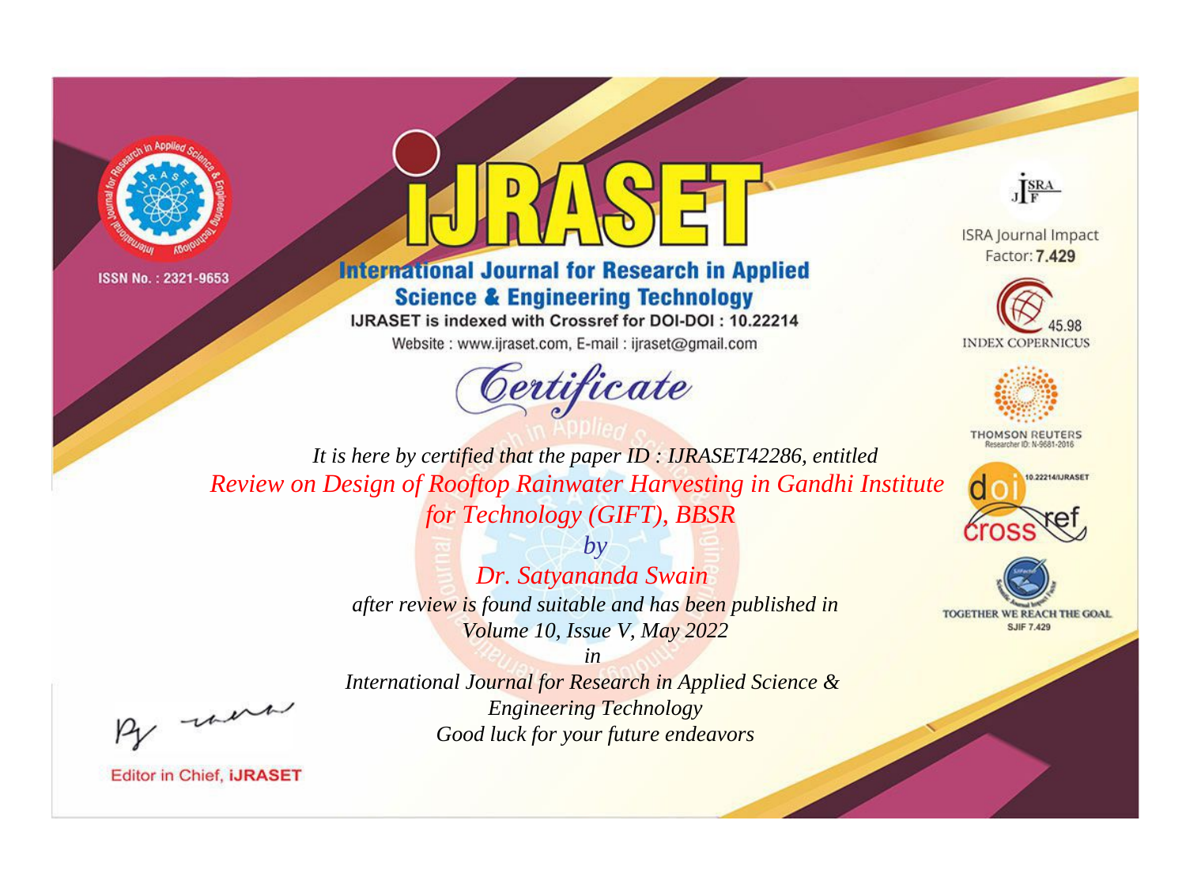ISSN No. : 2321-9653

# iJRASET

## International Journal for Research in Applied Science & Engineering Technology

IJRASET is indexed with Crossref for DOI-DOI : 10.22214

Website : www.ijraset.com, E-mail : ijraset@gmail.com

ISRA Journal Impact Factor: **7.429**

45.98 INDEX COPERNICUS

THOMSON REUTERS Researcher ID: N-9681-2016

10.22214/IJRASET

TOGETHER WE REACH THE GOAL SJIF 7.429

# *Certificate*

*It is here by certified that the paper ID : IJRASET42286, entitled*

*Review on Design of Rooftop Rainwater Harvesting in Gandhi Institute for Technology (GIFT), BBSR*

*by*

*Dr. Satyananda Swain*

*after review is found suitable and has been published in Volume 10, Issue V, May 2022*

*in*

*International Journal for Research in Applied Science & Engineering Technology*

*Good luck for your future endeavors*

Editor in Chief, **iJRASET**